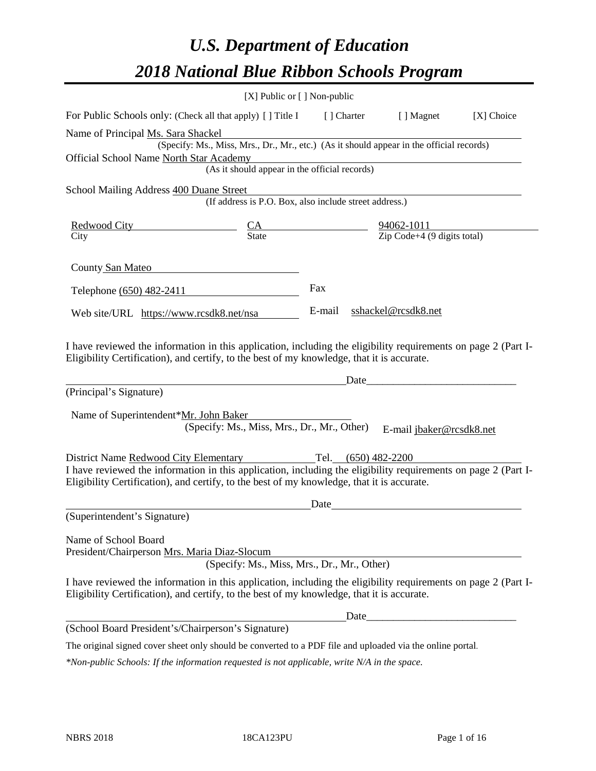# *U.S. Department of Education*

# *2018 National Blue Ribbon Schools Program*

[X] Public or [ ] Non-public

For Public Schools only: (Check all that apply) [ ] Title I [ ] Charter [ ] Magnet [X] Choice

Name of Principal Ms. Sara Shackel
(Specify: Ms., Miss, Mrs., Dr., Mr., etc.) (As it should appear in the official records)

Official School Name North Star Academy
(As it should appear in the official records)

School Mailing Address 400 Duane Street
(If address is P.O. Box, also include street address.)

| Redwood City | CA | 94062-1011 |
|---|---|---|
| City | State | Zip Code+4 (9 digits total) |

County San Mateo

Telephone (650) 482-2411 Fax

Web site/URL https://www.rcsdk8.net/nsa E-mail sshackel@rcsdk8.net

I have reviewed the information in this application, including the eligibility requirements on page 2 (Part I-Eligibility Certification), and certify, to the best of my knowledge, that it is accurate.

_______________________________________ Date_____________________________

(Principal's Signature)

Name of Superintendent*Mr. John Baker
(Specify: Ms., Miss, Mrs., Dr., Mr., Other) E-mail jbaker@rcsdk8.net

District Name Redwood City Elementary Tel. (650) 482-2200

I have reviewed the information in this application, including the eligibility requirements on page 2 (Part I-Eligibility Certification), and certify, to the best of my knowledge, that it is accurate.

_______________________________________ Date_____________________________

(Superintendent's Signature)

Name of School Board
President/Chairperson Mrs. Maria Diaz-Slocum
(Specify: Ms., Miss, Mrs., Dr., Mr., Other)

I have reviewed the information in this application, including the eligibility requirements on page 2 (Part I-Eligibility Certification), and certify, to the best of my knowledge, that it is accurate.

_______________________________________ Date_____________________________

(School Board President's/Chairperson's Signature)

The original signed cover sheet only should be converted to a PDF file and uploaded via the online portal.

*\*Non-public Schools: If the information requested is not applicable, write N/A in the space.*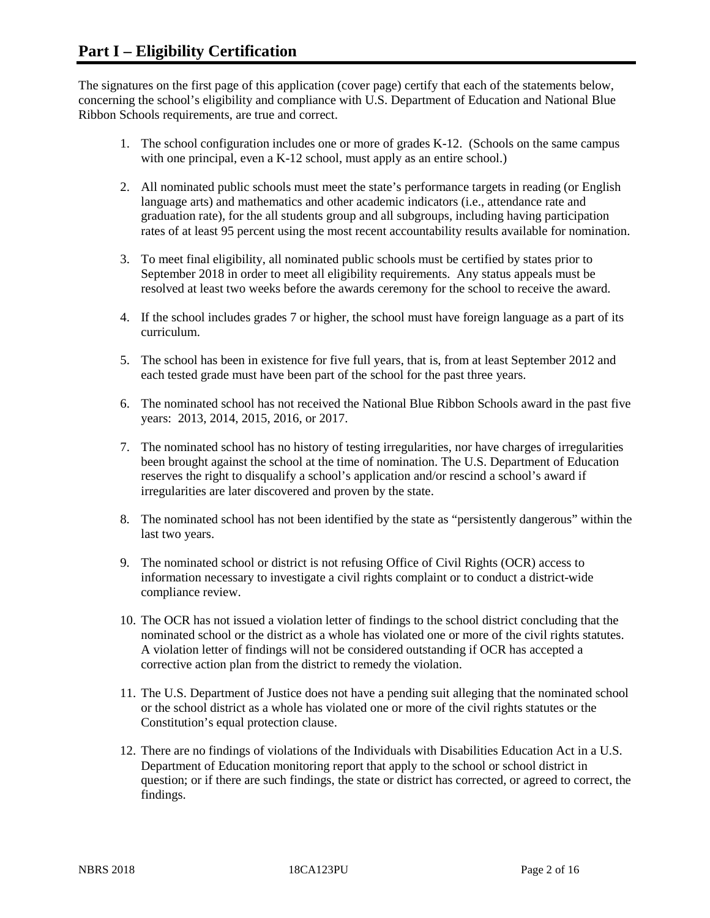# Part I – Eligibility Certification

The signatures on the first page of this application (cover page) certify that each of the statements below, concerning the school's eligibility and compliance with U.S. Department of Education and National Blue Ribbon Schools requirements, are true and correct.

1. The school configuration includes one or more of grades K-12. (Schools on the same campus with one principal, even a K-12 school, must apply as an entire school.)
2. All nominated public schools must meet the state's performance targets in reading (or English language arts) and mathematics and other academic indicators (i.e., attendance rate and graduation rate), for the all students group and all subgroups, including having participation rates of at least 95 percent using the most recent accountability results available for nomination.
3. To meet final eligibility, all nominated public schools must be certified by states prior to September 2018 in order to meet all eligibility requirements. Any status appeals must be resolved at least two weeks before the awards ceremony for the school to receive the award.
4. If the school includes grades 7 or higher, the school must have foreign language as a part of its curriculum.
5. The school has been in existence for five full years, that is, from at least September 2012 and each tested grade must have been part of the school for the past three years.
6. The nominated school has not received the National Blue Ribbon Schools award in the past five years: 2013, 2014, 2015, 2016, or 2017.
7. The nominated school has no history of testing irregularities, nor have charges of irregularities been brought against the school at the time of nomination. The U.S. Department of Education reserves the right to disqualify a school's application and/or rescind a school's award if irregularities are later discovered and proven by the state.
8. The nominated school has not been identified by the state as "persistently dangerous" within the last two years.
9. The nominated school or district is not refusing Office of Civil Rights (OCR) access to information necessary to investigate a civil rights complaint or to conduct a district-wide compliance review.
10. The OCR has not issued a violation letter of findings to the school district concluding that the nominated school or the district as a whole has violated one or more of the civil rights statutes. A violation letter of findings will not be considered outstanding if OCR has accepted a corrective action plan from the district to remedy the violation.
11. The U.S. Department of Justice does not have a pending suit alleging that the nominated school or the school district as a whole has violated one or more of the civil rights statutes or the Constitution's equal protection clause.
12. There are no findings of violations of the Individuals with Disabilities Education Act in a U.S. Department of Education monitoring report that apply to the school or school district in question; or if there are such findings, the state or district has corrected, or agreed to correct, the findings.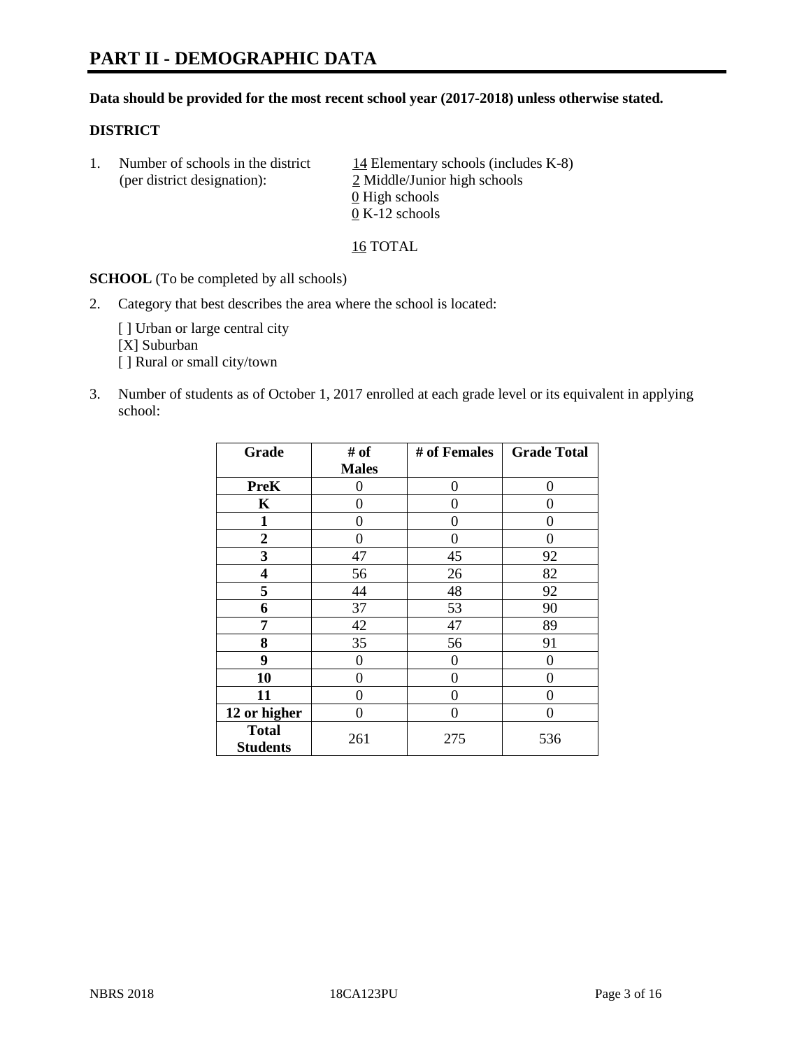# PART II - DEMOGRAPHIC DATA

**Data should be provided for the most recent school year (2017-2018) unless otherwise stated.**

## DISTRICT

1. Number of schools in the district (per district designation):
   14 Elementary schools (includes K-8)
   2 Middle/Junior high schools
   0 High schools
   0 K-12 schools

   16 TOTAL

**SCHOOL** (To be completed by all schools)

2. Category that best describes the area where the school is located:

   [ ] Urban or large central city
   [X] Suburban
   [ ] Rural or small city/town

3. Number of students as of October 1, 2017 enrolled at each grade level or its equivalent in applying school:

| Grade | # of Males | # of Females | Grade Total |
|---|---|---|---|
| PreK | 0 | 0 | 0 |
| K | 0 | 0 | 0 |
| 1 | 0 | 0 | 0 |
| 2 | 0 | 0 | 0 |
| 3 | 47 | 45 | 92 |
| 4 | 56 | 26 | 82 |
| 5 | 44 | 48 | 92 |
| 6 | 37 | 53 | 90 |
| 7 | 42 | 47 | 89 |
| 8 | 35 | 56 | 91 |
| 9 | 0 | 0 | 0 |
| 10 | 0 | 0 | 0 |
| 11 | 0 | 0 | 0 |
| 12 or higher | 0 | 0 | 0 |
| Total Students | 261 | 275 | 536 |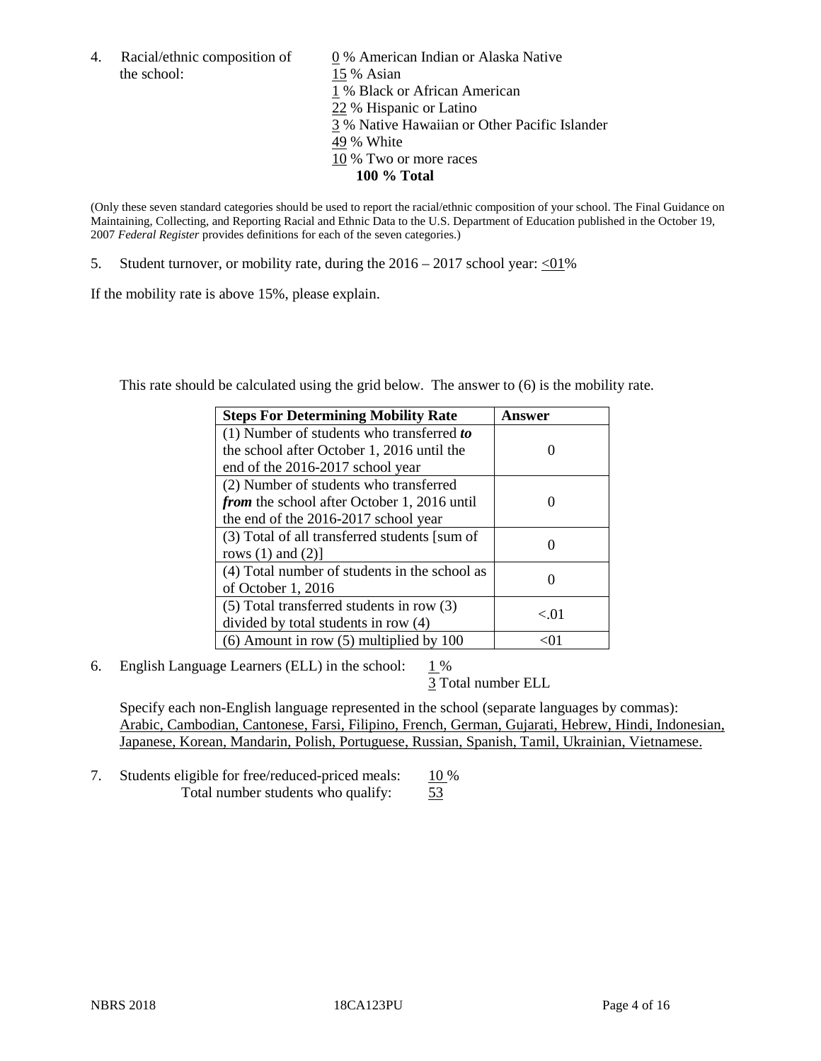4. Racial/ethnic composition of the school:

0 % American Indian or Alaska Native
15 % Asian
1 % Black or African American
22 % Hispanic or Latino
3 % Native Hawaiian or Other Pacific Islander
49 % White
10 % Two or more races
**100 % Total**

(Only these seven standard categories should be used to report the racial/ethnic composition of your school. The Final Guidance on Maintaining, Collecting, and Reporting Racial and Ethnic Data to the U.S. Department of Education published in the October 19, 2007 *Federal Register* provides definitions for each of the seven categories.)

5. Student turnover, or mobility rate, during the 2016 – 2017 school year: <01%

If the mobility rate is above 15%, please explain.

This rate should be calculated using the grid below. The answer to (6) is the mobility rate.

| Steps For Determining Mobility Rate | Answer |
|---|---|
| (1) Number of students who transferred ***to*** the school after October 1, 2016 until the end of the 2016-2017 school year | 0 |
| (2) Number of students who transferred ***from*** the school after October 1, 2016 until the end of the 2016-2017 school year | 0 |
| (3) Total of all transferred students [sum of rows (1) and (2)] | 0 |
| (4) Total number of students in the school as of October 1, 2016 | 0 |
| (5) Total transferred students in row (3) divided by total students in row (4) | <.01 |
| (6) Amount in row (5) multiplied by 100 | <01 |

6. English Language Learners (ELL) in the school: 1 %
3 Total number ELL

Specify each non-English language represented in the school (separate languages by commas): Arabic, Cambodian, Cantonese, Farsi, Filipino, French, German, Gujarati, Hebrew, Hindi, Indonesian, Japanese, Korean, Mandarin, Polish, Portuguese, Russian, Spanish, Tamil, Ukrainian, Vietnamese.

7. Students eligible for free/reduced-priced meals: 10 %
Total number students who qualify: 53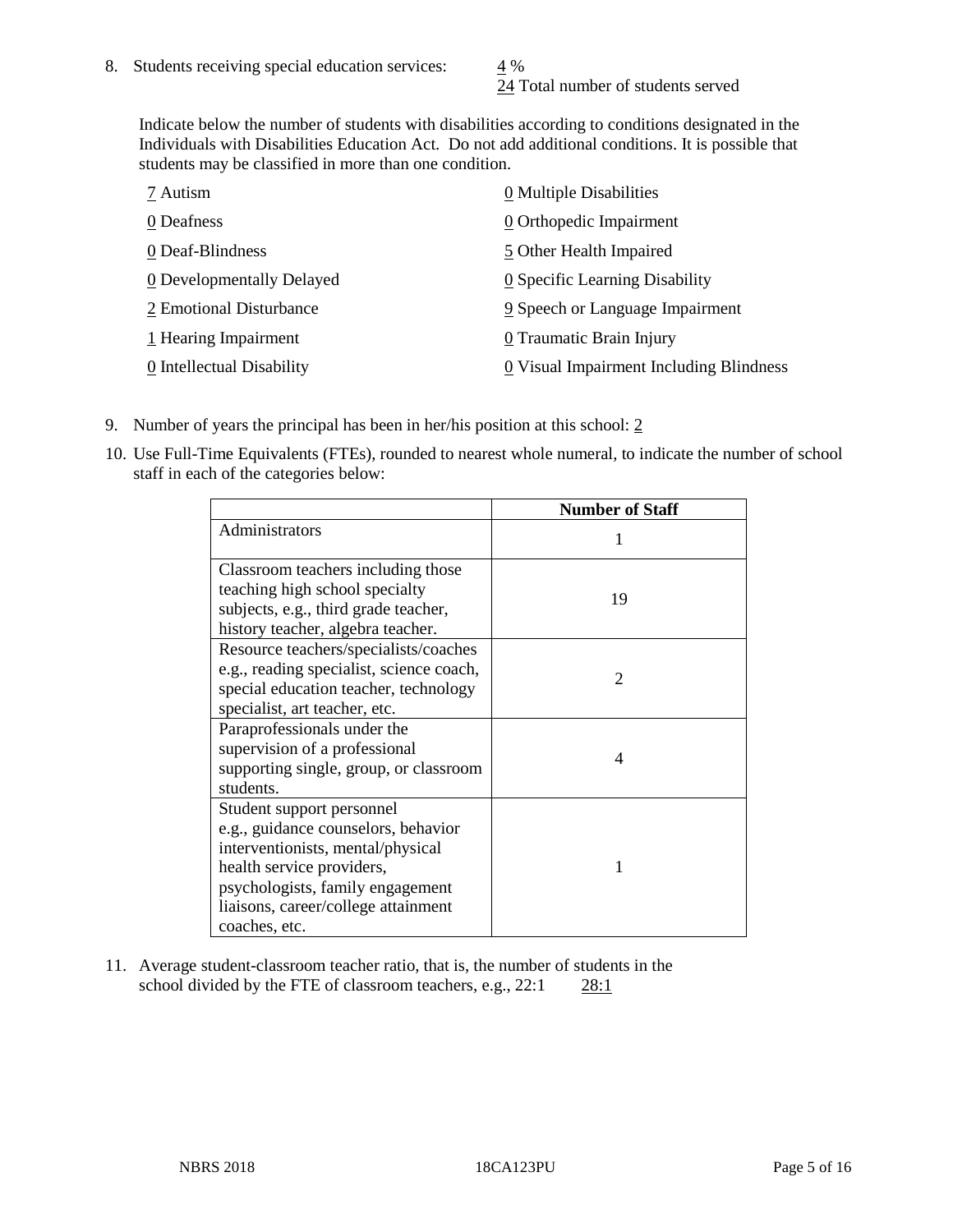8. Students receiving special education services: 4 %
   24 Total number of students served

   Indicate below the number of students with disabilities according to conditions designated in the Individuals with Disabilities Education Act. Do not add additional conditions. It is possible that students may be classified in more than one condition.

   7 Autism
   0 Deafness
   0 Deaf-Blindness
   0 Developmentally Delayed
   2 Emotional Disturbance
   1 Hearing Impairment
   0 Intellectual Disability
   0 Multiple Disabilities
   0 Orthopedic Impairment
   5 Other Health Impaired
   0 Specific Learning Disability
   9 Speech or Language Impairment
   0 Traumatic Brain Injury
   0 Visual Impairment Including Blindness

9. Number of years the principal has been in her/his position at this school: 2

10. Use Full-Time Equivalents (FTEs), rounded to nearest whole numeral, to indicate the number of school staff in each of the categories below:

| | Number of Staff |
|---|---|
| Administrators | 1 |
| Classroom teachers including those teaching high school specialty subjects, e.g., third grade teacher, history teacher, algebra teacher. | 19 |
| Resource teachers/specialists/coaches e.g., reading specialist, science coach, special education teacher, technology specialist, art teacher, etc. | 2 |
| Paraprofessionals under the supervision of a professional supporting single, group, or classroom students. | 4 |
| Student support personnel e.g., guidance counselors, behavior interventionists, mental/physical health service providers, psychologists, family engagement liaisons, career/college attainment coaches, etc. | 1 |

11. Average student-classroom teacher ratio, that is, the number of students in the school divided by the FTE of classroom teachers, e.g., 22:1 28:1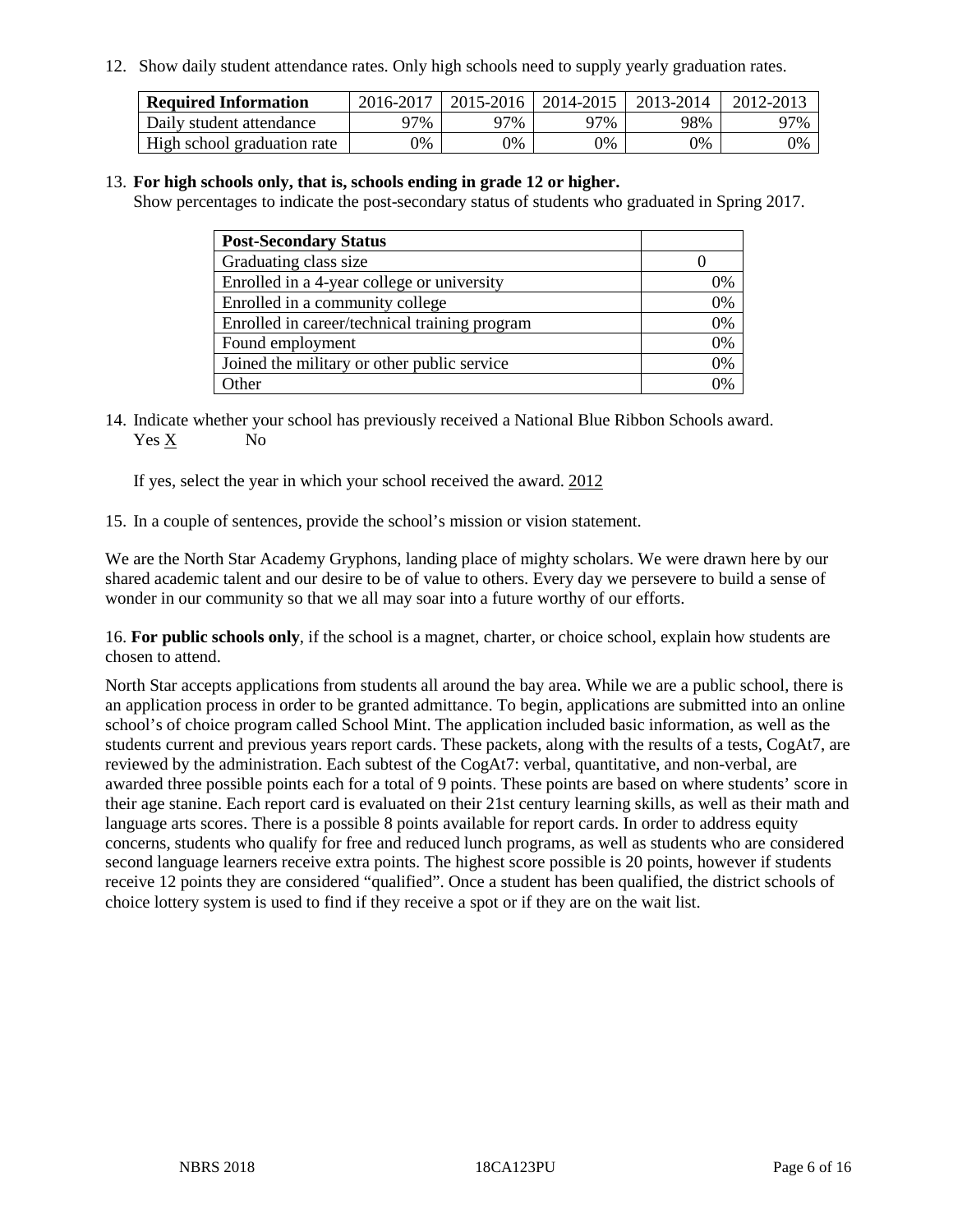12. Show daily student attendance rates. Only high schools need to supply yearly graduation rates.

| Required Information | 2016-2017 | 2015-2016 | 2014-2015 | 2013-2014 | 2012-2013 |
|---|---|---|---|---|---|
| Daily student attendance | 97% | 97% | 97% | 98% | 97% |
| High school graduation rate | 0% | 0% | 0% | 0% | 0% |

13. **For high schools only, that is, schools ending in grade 12 or higher.**
Show percentages to indicate the post-secondary status of students who graduated in Spring 2017.

| Post-Secondary Status | |
|---|---|
| Graduating class size | 0 |
| Enrolled in a 4-year college or university | 0% |
| Enrolled in a community college | 0% |
| Enrolled in career/technical training program | 0% |
| Found employment | 0% |
| Joined the military or other public service | 0% |
| Other | 0% |

14. Indicate whether your school has previously received a National Blue Ribbon Schools award.
Yes X No

If yes, select the year in which your school received the award. 2012

15. In a couple of sentences, provide the school's mission or vision statement.

We are the North Star Academy Gryphons, landing place of mighty scholars. We were drawn here by our shared academic talent and our desire to be of value to others. Every day we persevere to build a sense of wonder in our community so that we all may soar into a future worthy of our efforts.

16. **For public schools only**, if the school is a magnet, charter, or choice school, explain how students are chosen to attend.

North Star accepts applications from students all around the bay area. While we are a public school, there is an application process in order to be granted admittance. To begin, applications are submitted into an online school's of choice program called School Mint. The application included basic information, as well as the students current and previous years report cards. These packets, along with the results of a tests, CogAt7, are reviewed by the administration. Each subtest of the CogAt7: verbal, quantitative, and non-verbal, are awarded three possible points each for a total of 9 points. These points are based on where students' score in their age stanine. Each report card is evaluated on their 21st century learning skills, as well as their math and language arts scores. There is a possible 8 points available for report cards. In order to address equity concerns, students who qualify for free and reduced lunch programs, as well as students who are considered second language learners receive extra points. The highest score possible is 20 points, however if students receive 12 points they are considered "qualified". Once a student has been qualified, the district schools of choice lottery system is used to find if they receive a spot or if they are on the wait list.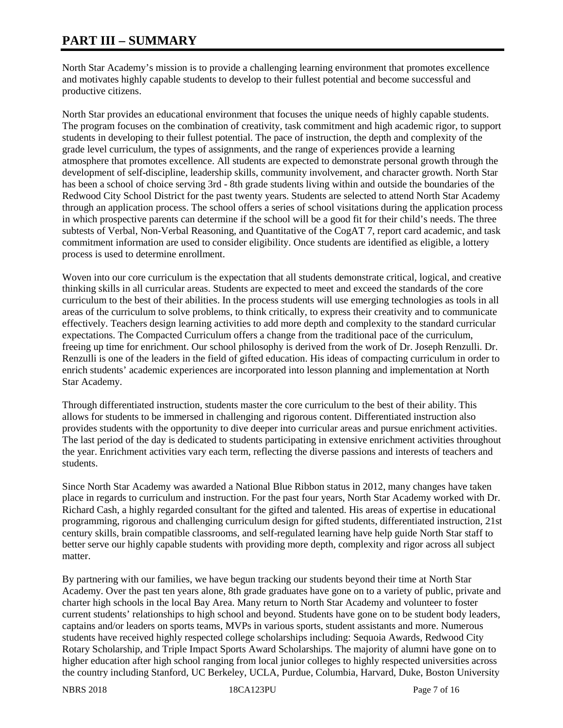# PART III – SUMMARY

North Star Academy's mission is to provide a challenging learning environment that promotes excellence and motivates highly capable students to develop to their fullest potential and become successful and productive citizens.

North Star provides an educational environment that focuses the unique needs of highly capable students. The program focuses on the combination of creativity, task commitment and high academic rigor, to support students in developing to their fullest potential. The pace of instruction, the depth and complexity of the grade level curriculum, the types of assignments, and the range of experiences provide a learning atmosphere that promotes excellence. All students are expected to demonstrate personal growth through the development of self-discipline, leadership skills, community involvement, and character growth. North Star has been a school of choice serving 3rd - 8th grade students living within and outside the boundaries of the Redwood City School District for the past twenty years. Students are selected to attend North Star Academy through an application process. The school offers a series of school visitations during the application process in which prospective parents can determine if the school will be a good fit for their child's needs. The three subtests of Verbal, Non-Verbal Reasoning, and Quantitative of the CogAT 7, report card academic, and task commitment information are used to consider eligibility. Once students are identified as eligible, a lottery process is used to determine enrollment.

Woven into our core curriculum is the expectation that all students demonstrate critical, logical, and creative thinking skills in all curricular areas. Students are expected to meet and exceed the standards of the core curriculum to the best of their abilities. In the process students will use emerging technologies as tools in all areas of the curriculum to solve problems, to think critically, to express their creativity and to communicate effectively. Teachers design learning activities to add more depth and complexity to the standard curricular expectations. The Compacted Curriculum offers a change from the traditional pace of the curriculum, freeing up time for enrichment. Our school philosophy is derived from the work of Dr. Joseph Renzulli. Dr. Renzulli is one of the leaders in the field of gifted education. His ideas of compacting curriculum in order to enrich students' academic experiences are incorporated into lesson planning and implementation at North Star Academy.

Through differentiated instruction, students master the core curriculum to the best of their ability. This allows for students to be immersed in challenging and rigorous content. Differentiated instruction also provides students with the opportunity to dive deeper into curricular areas and pursue enrichment activities. The last period of the day is dedicated to students participating in extensive enrichment activities throughout the year. Enrichment activities vary each term, reflecting the diverse passions and interests of teachers and students.

Since North Star Academy was awarded a National Blue Ribbon status in 2012, many changes have taken place in regards to curriculum and instruction. For the past four years, North Star Academy worked with Dr. Richard Cash, a highly regarded consultant for the gifted and talented. His areas of expertise in educational programming, rigorous and challenging curriculum design for gifted students, differentiated instruction, 21st century skills, brain compatible classrooms, and self-regulated learning have help guide North Star staff to better serve our highly capable students with providing more depth, complexity and rigor across all subject matter.

By partnering with our families, we have begun tracking our students beyond their time at North Star Academy. Over the past ten years alone, 8th grade graduates have gone on to a variety of public, private and charter high schools in the local Bay Area. Many return to North Star Academy and volunteer to foster current students' relationships to high school and beyond. Students have gone on to be student body leaders, captains and/or leaders on sports teams, MVPs in various sports, student assistants and more. Numerous students have received highly respected college scholarships including: Sequoia Awards, Redwood City Rotary Scholarship, and Triple Impact Sports Award Scholarships. The majority of alumni have gone on to higher education after high school ranging from local junior colleges to highly respected universities across the country including Stanford, UC Berkeley, UCLA, Purdue, Columbia, Harvard, Duke, Boston University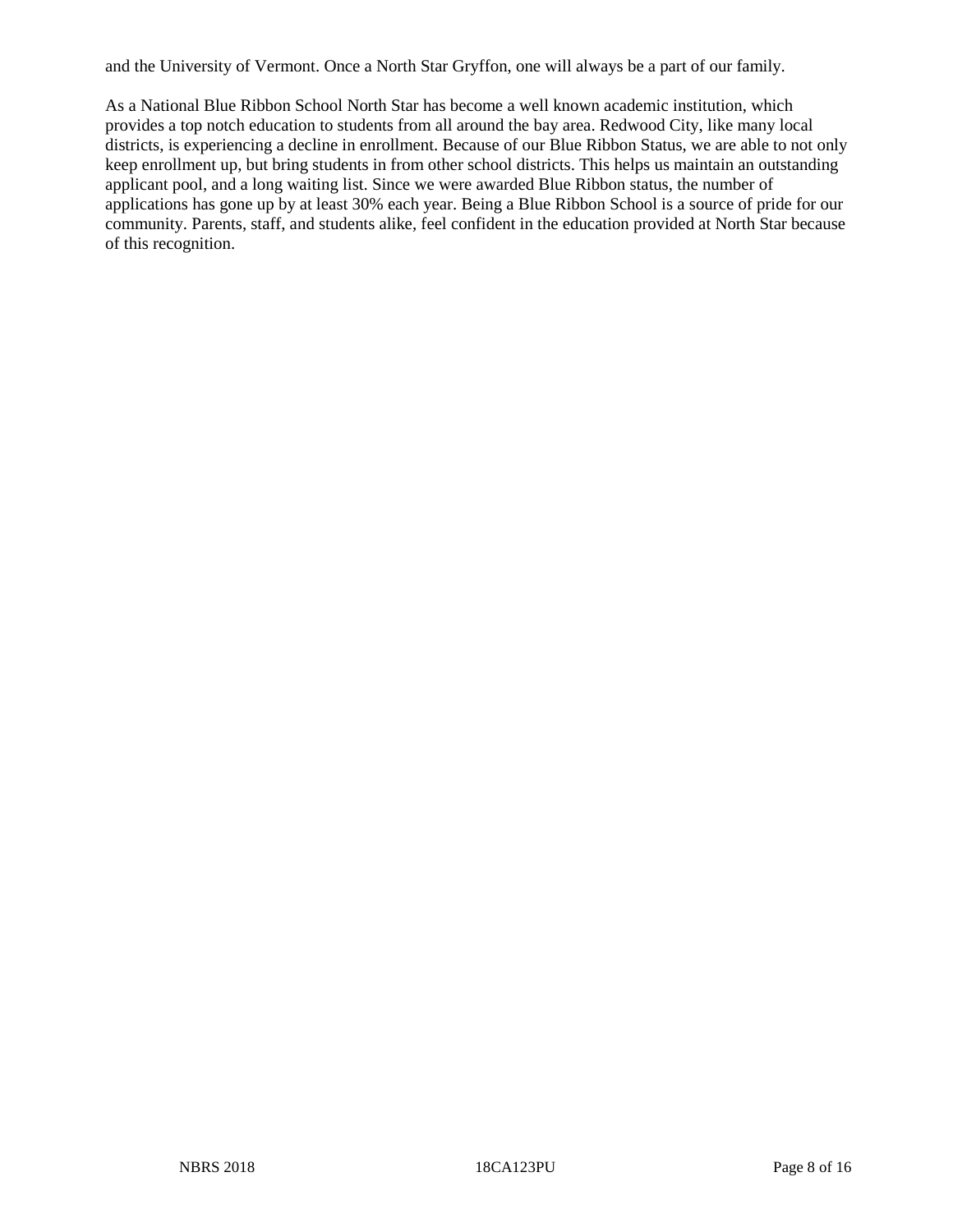and the University of Vermont. Once a North Star Gryffon, one will always be a part of our family.

As a National Blue Ribbon School North Star has become a well known academic institution, which provides a top notch education to students from all around the bay area. Redwood City, like many local districts, is experiencing a decline in enrollment. Because of our Blue Ribbon Status, we are able to not only keep enrollment up, but bring students in from other school districts. This helps us maintain an outstanding applicant pool, and a long waiting list. Since we were awarded Blue Ribbon status, the number of applications has gone up by at least 30% each year. Being a Blue Ribbon School is a source of pride for our community. Parents, staff, and students alike, feel confident in the education provided at North Star because of this recognition.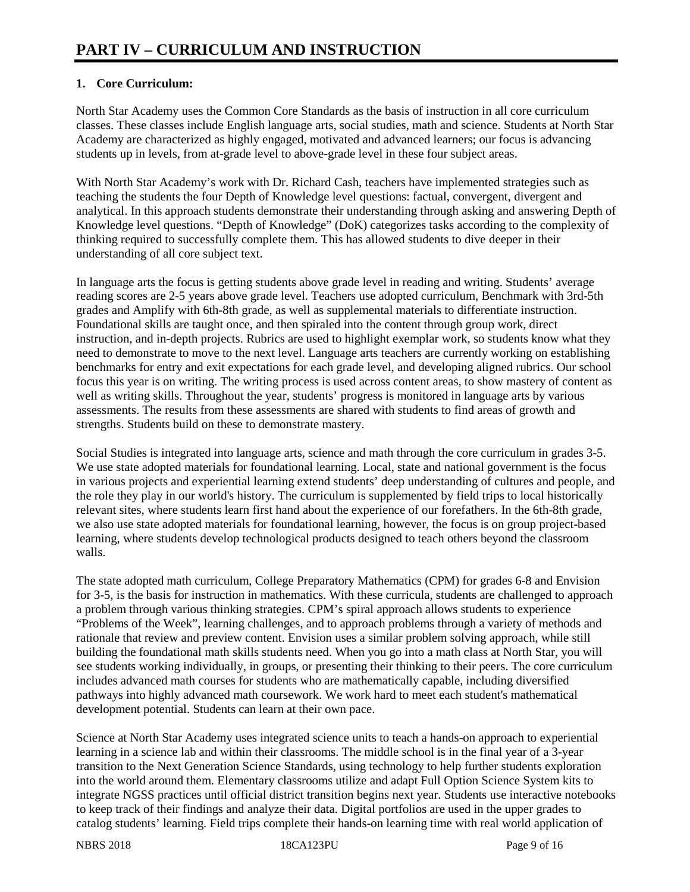# PART IV – CURRICULUM AND INSTRUCTION

**1. Core Curriculum:**

North Star Academy uses the Common Core Standards as the basis of instruction in all core curriculum classes. These classes include English language arts, social studies, math and science. Students at North Star Academy are characterized as highly engaged, motivated and advanced learners; our focus is advancing students up in levels, from at-grade level to above-grade level in these four subject areas.

With North Star Academy's work with Dr. Richard Cash, teachers have implemented strategies such as teaching the students the four Depth of Knowledge level questions: factual, convergent, divergent and analytical. In this approach students demonstrate their understanding through asking and answering Depth of Knowledge level questions. "Depth of Knowledge" (DoK) categorizes tasks according to the complexity of thinking required to successfully complete them. This has allowed students to dive deeper in their understanding of all core subject text.

In language arts the focus is getting students above grade level in reading and writing. Students' average reading scores are 2-5 years above grade level. Teachers use adopted curriculum, Benchmark with 3rd-5th grades and Amplify with 6th-8th grade, as well as supplemental materials to differentiate instruction. Foundational skills are taught once, and then spiraled into the content through group work, direct instruction, and in-depth projects. Rubrics are used to highlight exemplar work, so students know what they need to demonstrate to move to the next level. Language arts teachers are currently working on establishing benchmarks for entry and exit expectations for each grade level, and developing aligned rubrics. Our school focus this year is on writing. The writing process is used across content areas, to show mastery of content as well as writing skills. Throughout the year, students' progress is monitored in language arts by various assessments. The results from these assessments are shared with students to find areas of growth and strengths. Students build on these to demonstrate mastery.

Social Studies is integrated into language arts, science and math through the core curriculum in grades 3-5. We use state adopted materials for foundational learning. Local, state and national government is the focus in various projects and experiential learning extend students' deep understanding of cultures and people, and the role they play in our world's history. The curriculum is supplemented by field trips to local historically relevant sites, where students learn first hand about the experience of our forefathers. In the 6th-8th grade, we also use state adopted materials for foundational learning, however, the focus is on group project-based learning, where students develop technological products designed to teach others beyond the classroom walls.

The state adopted math curriculum, College Preparatory Mathematics (CPM) for grades 6-8 and Envision for 3-5, is the basis for instruction in mathematics. With these curricula, students are challenged to approach a problem through various thinking strategies. CPM's spiral approach allows students to experience "Problems of the Week", learning challenges, and to approach problems through a variety of methods and rationale that review and preview content. Envision uses a similar problem solving approach, while still building the foundational math skills students need. When you go into a math class at North Star, you will see students working individually, in groups, or presenting their thinking to their peers. The core curriculum includes advanced math courses for students who are mathematically capable, including diversified pathways into highly advanced math coursework. We work hard to meet each student's mathematical development potential. Students can learn at their own pace.

Science at North Star Academy uses integrated science units to teach a hands-on approach to experiential learning in a science lab and within their classrooms. The middle school is in the final year of a 3-year transition to the Next Generation Science Standards, using technology to help further students exploration into the world around them. Elementary classrooms utilize and adapt Full Option Science System kits to integrate NGSS practices until official district transition begins next year. Students use interactive notebooks to keep track of their findings and analyze their data. Digital portfolios are used in the upper grades to catalog students' learning. Field trips complete their hands-on learning time with real world application of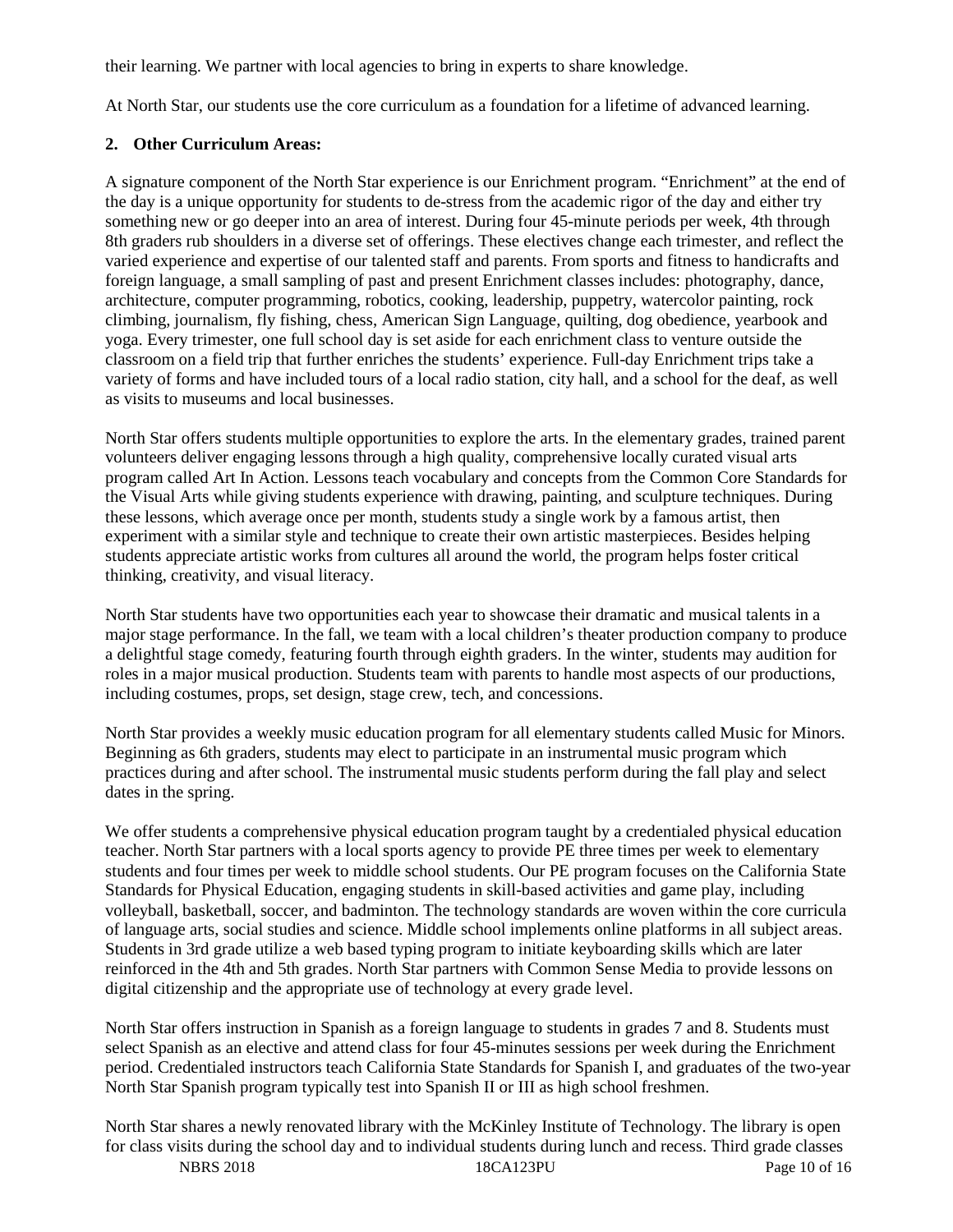their learning. We partner with local agencies to bring in experts to share knowledge.

At North Star, our students use the core curriculum as a foundation for a lifetime of advanced learning.

**2. Other Curriculum Areas:**

A signature component of the North Star experience is our Enrichment program. "Enrichment" at the end of the day is a unique opportunity for students to de-stress from the academic rigor of the day and either try something new or go deeper into an area of interest. During four 45-minute periods per week, 4th through 8th graders rub shoulders in a diverse set of offerings. These electives change each trimester, and reflect the varied experience and expertise of our talented staff and parents. From sports and fitness to handicrafts and foreign language, a small sampling of past and present Enrichment classes includes: photography, dance, architecture, computer programming, robotics, cooking, leadership, puppetry, watercolor painting, rock climbing, journalism, fly fishing, chess, American Sign Language, quilting, dog obedience, yearbook and yoga. Every trimester, one full school day is set aside for each enrichment class to venture outside the classroom on a field trip that further enriches the students' experience. Full-day Enrichment trips take a variety of forms and have included tours of a local radio station, city hall, and a school for the deaf, as well as visits to museums and local businesses.

North Star offers students multiple opportunities to explore the arts. In the elementary grades, trained parent volunteers deliver engaging lessons through a high quality, comprehensive locally curated visual arts program called Art In Action. Lessons teach vocabulary and concepts from the Common Core Standards for the Visual Arts while giving students experience with drawing, painting, and sculpture techniques. During these lessons, which average once per month, students study a single work by a famous artist, then experiment with a similar style and technique to create their own artistic masterpieces. Besides helping students appreciate artistic works from cultures all around the world, the program helps foster critical thinking, creativity, and visual literacy.

North Star students have two opportunities each year to showcase their dramatic and musical talents in a major stage performance. In the fall, we team with a local children's theater production company to produce a delightful stage comedy, featuring fourth through eighth graders. In the winter, students may audition for roles in a major musical production. Students team with parents to handle most aspects of our productions, including costumes, props, set design, stage crew, tech, and concessions.

North Star provides a weekly music education program for all elementary students called Music for Minors. Beginning as 6th graders, students may elect to participate in an instrumental music program which practices during and after school. The instrumental music students perform during the fall play and select dates in the spring.

We offer students a comprehensive physical education program taught by a credentialed physical education teacher. North Star partners with a local sports agency to provide PE three times per week to elementary students and four times per week to middle school students. Our PE program focuses on the California State Standards for Physical Education, engaging students in skill-based activities and game play, including volleyball, basketball, soccer, and badminton. The technology standards are woven within the core curricula of language arts, social studies and science. Middle school implements online platforms in all subject areas. Students in 3rd grade utilize a web based typing program to initiate keyboarding skills which are later reinforced in the 4th and 5th grades. North Star partners with Common Sense Media to provide lessons on digital citizenship and the appropriate use of technology at every grade level.

North Star offers instruction in Spanish as a foreign language to students in grades 7 and 8. Students must select Spanish as an elective and attend class for four 45-minutes sessions per week during the Enrichment period. Credentialed instructors teach California State Standards for Spanish I, and graduates of the two-year North Star Spanish program typically test into Spanish II or III as high school freshmen.

North Star shares a newly renovated library with the McKinley Institute of Technology. The library is open for class visits during the school day and to individual students during lunch and recess. Third grade classes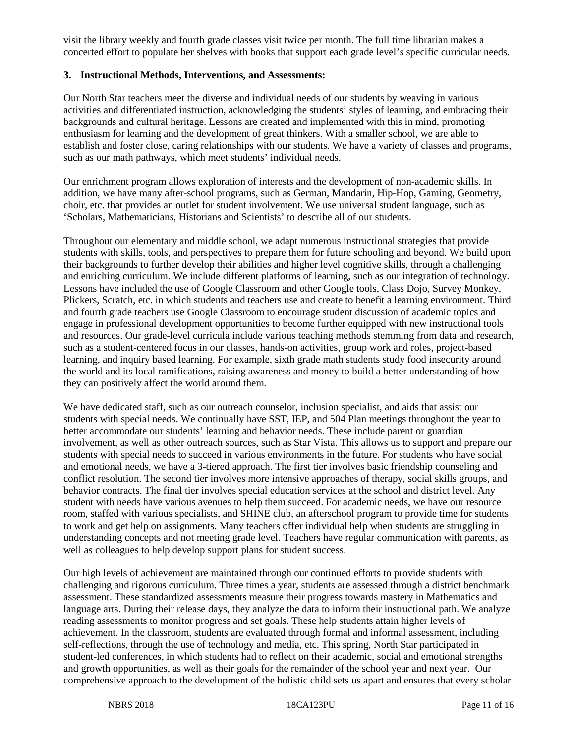visit the library weekly and fourth grade classes visit twice per month. The full time librarian makes a concerted effort to populate her shelves with books that support each grade level's specific curricular needs.

### 3. Instructional Methods, Interventions, and Assessments:

Our North Star teachers meet the diverse and individual needs of our students by weaving in various activities and differentiated instruction, acknowledging the students' styles of learning, and embracing their backgrounds and cultural heritage. Lessons are created and implemented with this in mind, promoting enthusiasm for learning and the development of great thinkers. With a smaller school, we are able to establish and foster close, caring relationships with our students. We have a variety of classes and programs, such as our math pathways, which meet students' individual needs.

Our enrichment program allows exploration of interests and the development of non-academic skills. In addition, we have many after-school programs, such as German, Mandarin, Hip-Hop, Gaming, Geometry, choir, etc. that provides an outlet for student involvement. We use universal student language, such as 'Scholars, Mathematicians, Historians and Scientists' to describe all of our students.

Throughout our elementary and middle school, we adapt numerous instructional strategies that provide students with skills, tools, and perspectives to prepare them for future schooling and beyond. We build upon their backgrounds to further develop their abilities and higher level cognitive skills, through a challenging and enriching curriculum. We include different platforms of learning, such as our integration of technology. Lessons have included the use of Google Classroom and other Google tools, Class Dojo, Survey Monkey, Plickers, Scratch, etc. in which students and teachers use and create to benefit a learning environment. Third and fourth grade teachers use Google Classroom to encourage student discussion of academic topics and engage in professional development opportunities to become further equipped with new instructional tools and resources. Our grade-level curricula include various teaching methods stemming from data and research, such as a student-centered focus in our classes, hands-on activities, group work and roles, project-based learning, and inquiry based learning. For example, sixth grade math students study food insecurity around the world and its local ramifications, raising awareness and money to build a better understanding of how they can positively affect the world around them.

We have dedicated staff, such as our outreach counselor, inclusion specialist, and aids that assist our students with special needs. We continually have SST, IEP, and 504 Plan meetings throughout the year to better accommodate our students' learning and behavior needs. These include parent or guardian involvement, as well as other outreach sources, such as Star Vista. This allows us to support and prepare our students with special needs to succeed in various environments in the future. For students who have social and emotional needs, we have a 3-tiered approach. The first tier involves basic friendship counseling and conflict resolution. The second tier involves more intensive approaches of therapy, social skills groups, and behavior contracts. The final tier involves special education services at the school and district level. Any student with needs have various avenues to help them succeed. For academic needs, we have our resource room, staffed with various specialists, and SHINE club, an afterschool program to provide time for students to work and get help on assignments. Many teachers offer individual help when students are struggling in understanding concepts and not meeting grade level. Teachers have regular communication with parents, as well as colleagues to help develop support plans for student success.

Our high levels of achievement are maintained through our continued efforts to provide students with challenging and rigorous curriculum. Three times a year, students are assessed through a district benchmark assessment. These standardized assessments measure their progress towards mastery in Mathematics and language arts. During their release days, they analyze the data to inform their instructional path. We analyze reading assessments to monitor progress and set goals. These help students attain higher levels of achievement. In the classroom, students are evaluated through formal and informal assessment, including self-reflections, through the use of technology and media, etc. This spring, North Star participated in student-led conferences, in which students had to reflect on their academic, social and emotional strengths and growth opportunities, as well as their goals for the remainder of the school year and next year. Our comprehensive approach to the development of the holistic child sets us apart and ensures that every scholar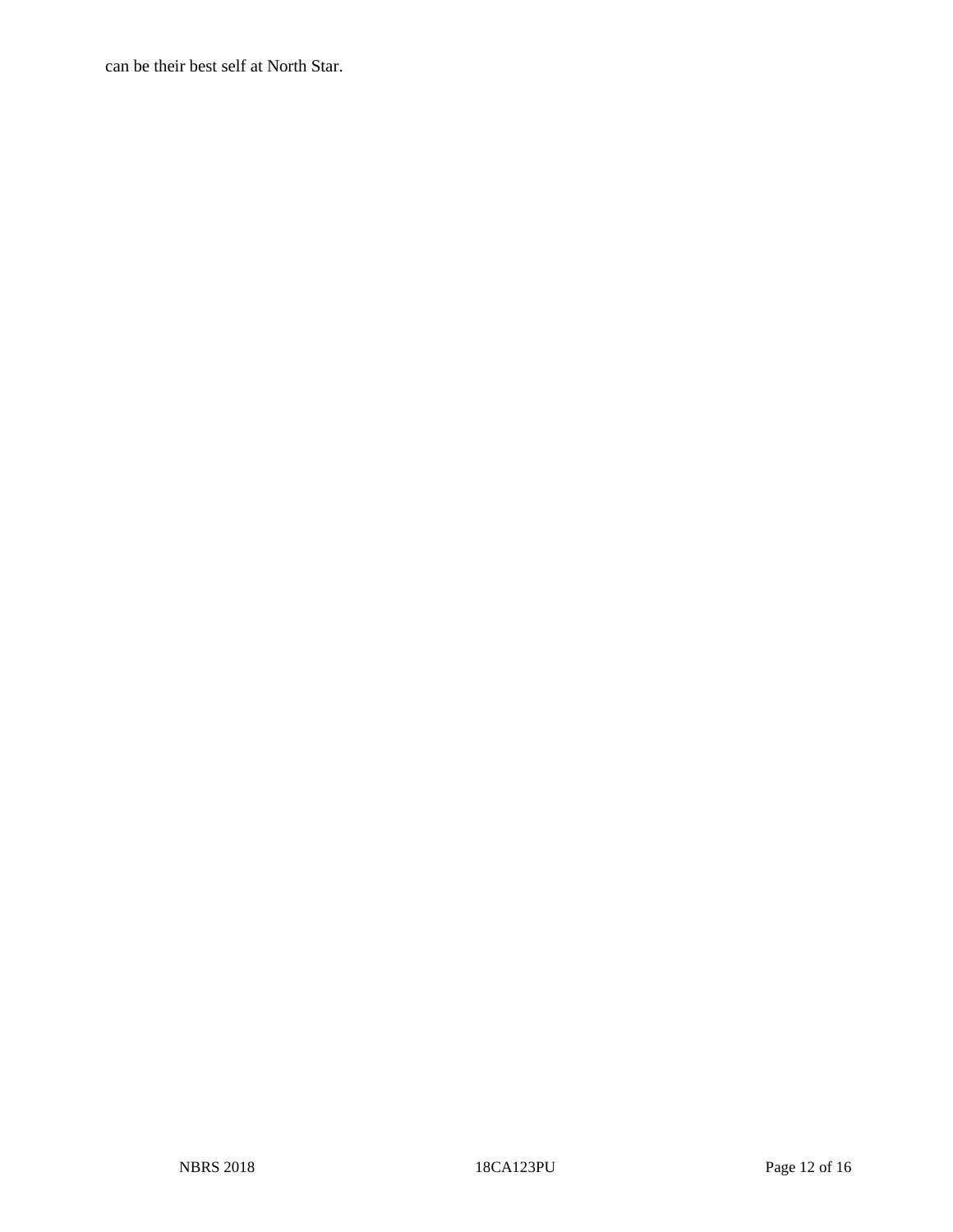can be their best self at North Star.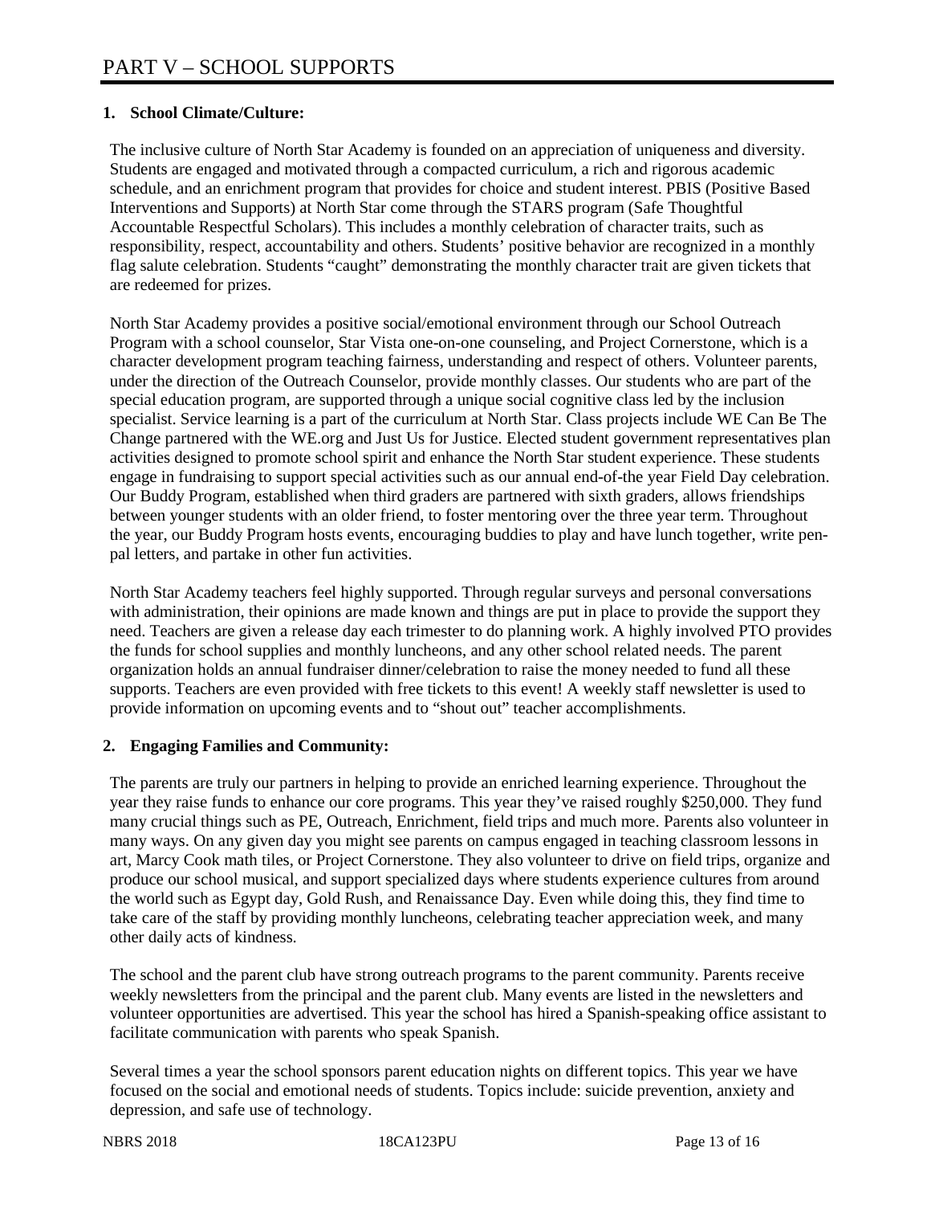# PART V – SCHOOL SUPPORTS

## 1. School Climate/Culture:

The inclusive culture of North Star Academy is founded on an appreciation of uniqueness and diversity. Students are engaged and motivated through a compacted curriculum, a rich and rigorous academic schedule, and an enrichment program that provides for choice and student interest. PBIS (Positive Based Interventions and Supports) at North Star come through the STARS program (Safe Thoughtful Accountable Respectful Scholars). This includes a monthly celebration of character traits, such as responsibility, respect, accountability and others. Students' positive behavior are recognized in a monthly flag salute celebration. Students "caught" demonstrating the monthly character trait are given tickets that are redeemed for prizes.

North Star Academy provides a positive social/emotional environment through our School Outreach Program with a school counselor, Star Vista one-on-one counseling, and Project Cornerstone, which is a character development program teaching fairness, understanding and respect of others. Volunteer parents, under the direction of the Outreach Counselor, provide monthly classes. Our students who are part of the special education program, are supported through a unique social cognitive class led by the inclusion specialist. Service learning is a part of the curriculum at North Star. Class projects include WE Can Be The Change partnered with the WE.org and Just Us for Justice. Elected student government representatives plan activities designed to promote school spirit and enhance the North Star student experience. These students engage in fundraising to support special activities such as our annual end-of-the year Field Day celebration. Our Buddy Program, established when third graders are partnered with sixth graders, allows friendships between younger students with an older friend, to foster mentoring over the three year term. Throughout the year, our Buddy Program hosts events, encouraging buddies to play and have lunch together, write pen-pal letters, and partake in other fun activities.

North Star Academy teachers feel highly supported. Through regular surveys and personal conversations with administration, their opinions are made known and things are put in place to provide the support they need. Teachers are given a release day each trimester to do planning work. A highly involved PTO provides the funds for school supplies and monthly luncheons, and any other school related needs. The parent organization holds an annual fundraiser dinner/celebration to raise the money needed to fund all these supports. Teachers are even provided with free tickets to this event! A weekly staff newsletter is used to provide information on upcoming events and to "shout out" teacher accomplishments.

## 2. Engaging Families and Community:

The parents are truly our partners in helping to provide an enriched learning experience. Throughout the year they raise funds to enhance our core programs. This year they've raised roughly $250,000. They fund many crucial things such as PE, Outreach, Enrichment, field trips and much more. Parents also volunteer in many ways. On any given day you might see parents on campus engaged in teaching classroom lessons in art, Marcy Cook math tiles, or Project Cornerstone. They also volunteer to drive on field trips, organize and produce our school musical, and support specialized days where students experience cultures from around the world such as Egypt day, Gold Rush, and Renaissance Day. Even while doing this, they find time to take care of the staff by providing monthly luncheons, celebrating teacher appreciation week, and many other daily acts of kindness.

The school and the parent club have strong outreach programs to the parent community. Parents receive weekly newsletters from the principal and the parent club. Many events are listed in the newsletters and volunteer opportunities are advertised. This year the school has hired a Spanish-speaking office assistant to facilitate communication with parents who speak Spanish.

Several times a year the school sponsors parent education nights on different topics. This year we have focused on the social and emotional needs of students. Topics include: suicide prevention, anxiety and depression, and safe use of technology.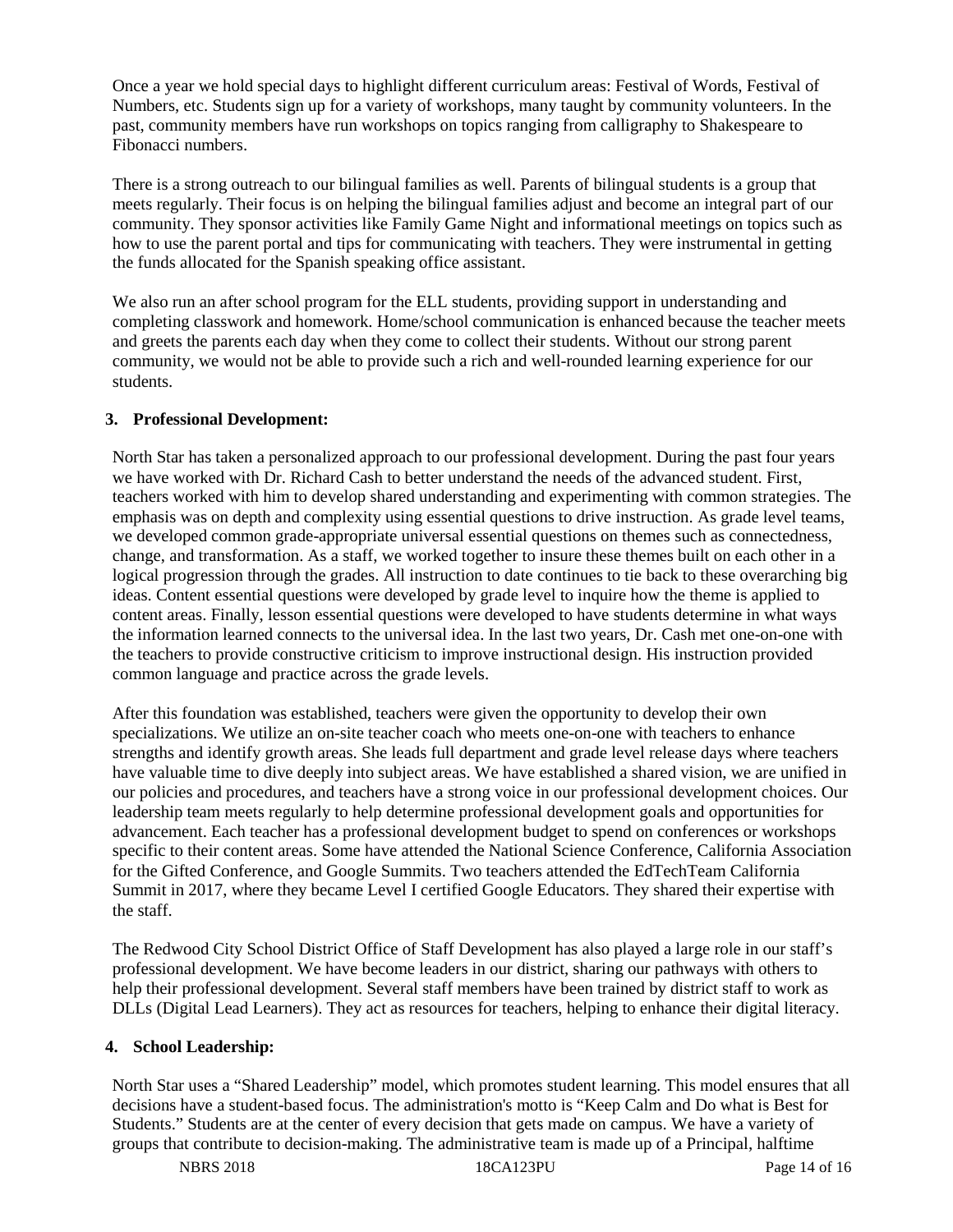Once a year we hold special days to highlight different curriculum areas: Festival of Words, Festival of Numbers, etc. Students sign up for a variety of workshops, many taught by community volunteers. In the past, community members have run workshops on topics ranging from calligraphy to Shakespeare to Fibonacci numbers.

There is a strong outreach to our bilingual families as well. Parents of bilingual students is a group that meets regularly. Their focus is on helping the bilingual families adjust and become an integral part of our community. They sponsor activities like Family Game Night and informational meetings on topics such as how to use the parent portal and tips for communicating with teachers. They were instrumental in getting the funds allocated for the Spanish speaking office assistant.

We also run an after school program for the ELL students, providing support in understanding and completing classwork and homework. Home/school communication is enhanced because the teacher meets and greets the parents each day when they come to collect their students. Without our strong parent community, we would not be able to provide such a rich and well-rounded learning experience for our students.

**3. Professional Development:**

North Star has taken a personalized approach to our professional development. During the past four years we have worked with Dr. Richard Cash to better understand the needs of the advanced student. First, teachers worked with him to develop shared understanding and experimenting with common strategies. The emphasis was on depth and complexity using essential questions to drive instruction. As grade level teams, we developed common grade-appropriate universal essential questions on themes such as connectedness, change, and transformation. As a staff, we worked together to insure these themes built on each other in a logical progression through the grades. All instruction to date continues to tie back to these overarching big ideas. Content essential questions were developed by grade level to inquire how the theme is applied to content areas. Finally, lesson essential questions were developed to have students determine in what ways the information learned connects to the universal idea. In the last two years, Dr. Cash met one-on-one with the teachers to provide constructive criticism to improve instructional design. His instruction provided common language and practice across the grade levels.

After this foundation was established, teachers were given the opportunity to develop their own specializations. We utilize an on-site teacher coach who meets one-on-one with teachers to enhance strengths and identify growth areas. She leads full department and grade level release days where teachers have valuable time to dive deeply into subject areas. We have established a shared vision, we are unified in our policies and procedures, and teachers have a strong voice in our professional development choices. Our leadership team meets regularly to help determine professional development goals and opportunities for advancement. Each teacher has a professional development budget to spend on conferences or workshops specific to their content areas. Some have attended the National Science Conference, California Association for the Gifted Conference, and Google Summits. Two teachers attended the EdTechTeam California Summit in 2017, where they became Level I certified Google Educators. They shared their expertise with the staff.

The Redwood City School District Office of Staff Development has also played a large role in our staff's professional development. We have become leaders in our district, sharing our pathways with others to help their professional development. Several staff members have been trained by district staff to work as DLLs (Digital Lead Learners). They act as resources for teachers, helping to enhance their digital literacy.

**4. School Leadership:**

North Star uses a "Shared Leadership" model, which promotes student learning. This model ensures that all decisions have a student-based focus. The administration's motto is "Keep Calm and Do what is Best for Students." Students are at the center of every decision that gets made on campus. We have a variety of groups that contribute to decision-making. The administrative team is made up of a Principal, halftime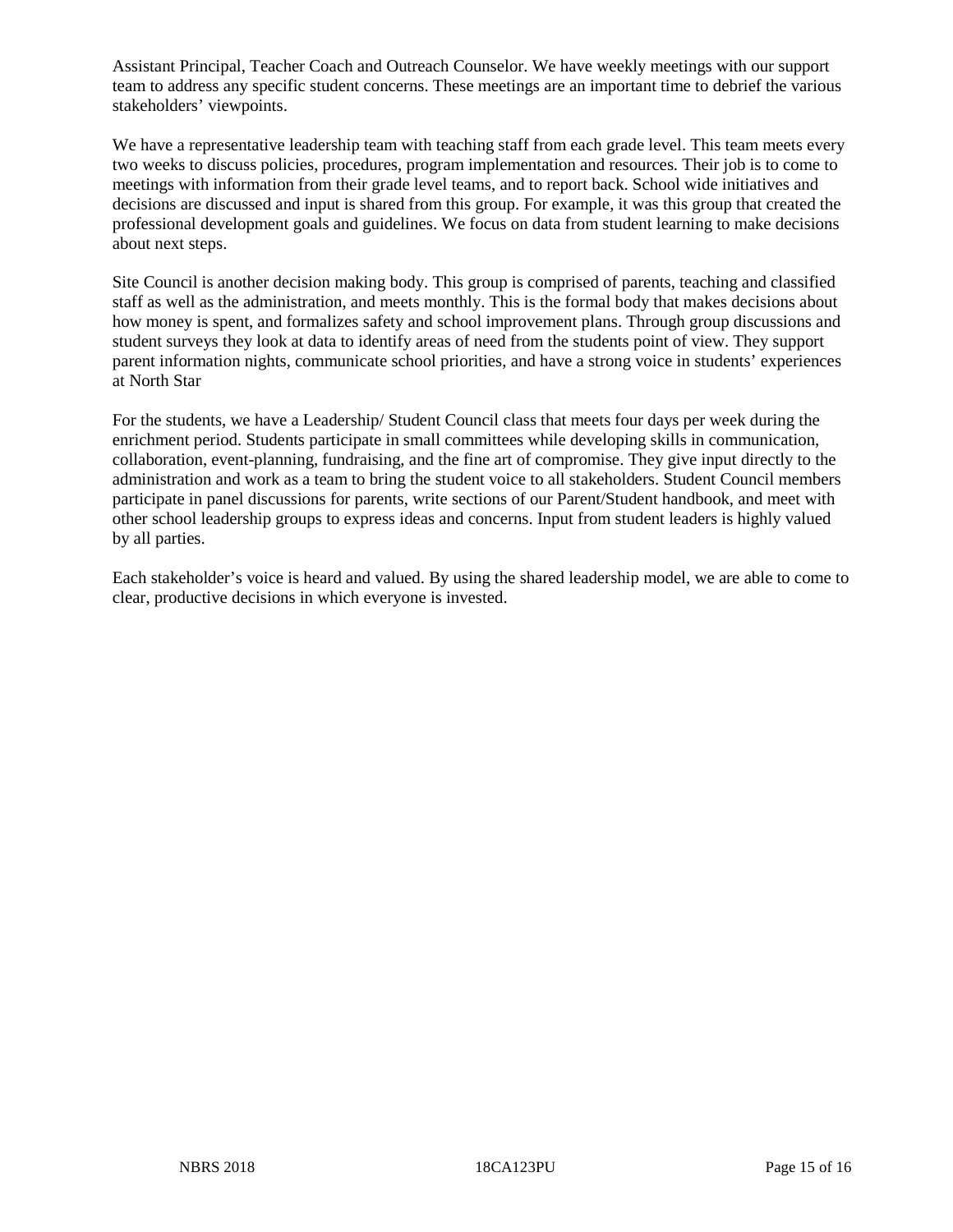Assistant Principal, Teacher Coach and Outreach Counselor. We have weekly meetings with our support team to address any specific student concerns. These meetings are an important time to debrief the various stakeholders' viewpoints.

We have a representative leadership team with teaching staff from each grade level. This team meets every two weeks to discuss policies, procedures, program implementation and resources. Their job is to come to meetings with information from their grade level teams, and to report back. School wide initiatives and decisions are discussed and input is shared from this group. For example, it was this group that created the professional development goals and guidelines. We focus on data from student learning to make decisions about next steps.

Site Council is another decision making body. This group is comprised of parents, teaching and classified staff as well as the administration, and meets monthly. This is the formal body that makes decisions about how money is spent, and formalizes safety and school improvement plans. Through group discussions and student surveys they look at data to identify areas of need from the students point of view. They support parent information nights, communicate school priorities, and have a strong voice in students' experiences at North Star

For the students, we have a Leadership/ Student Council class that meets four days per week during the enrichment period. Students participate in small committees while developing skills in communication, collaboration, event-planning, fundraising, and the fine art of compromise. They give input directly to the administration and work as a team to bring the student voice to all stakeholders. Student Council members participate in panel discussions for parents, write sections of our Parent/Student handbook, and meet with other school leadership groups to express ideas and concerns. Input from student leaders is highly valued by all parties.

Each stakeholder's voice is heard and valued. By using the shared leadership model, we are able to come to clear, productive decisions in which everyone is invested.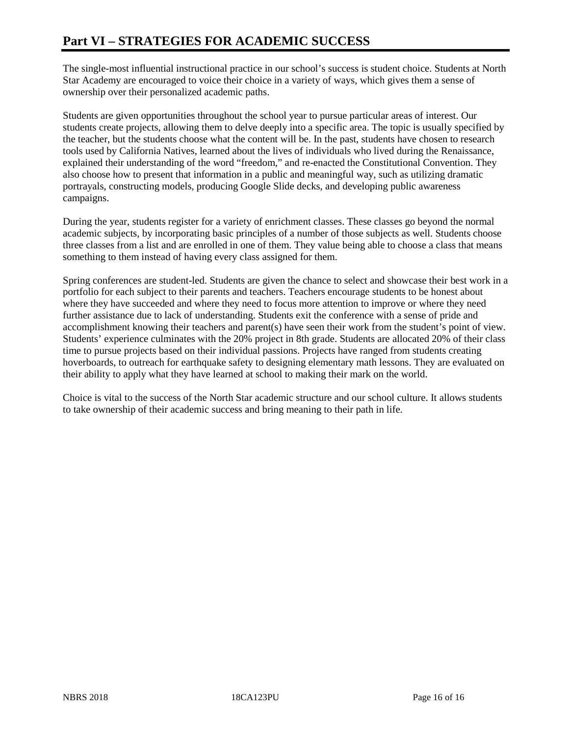# Part VI – STRATEGIES FOR ACADEMIC SUCCESS

The single-most influential instructional practice in our school's success is student choice. Students at North Star Academy are encouraged to voice their choice in a variety of ways, which gives them a sense of ownership over their personalized academic paths.

Students are given opportunities throughout the school year to pursue particular areas of interest. Our students create projects, allowing them to delve deeply into a specific area. The topic is usually specified by the teacher, but the students choose what the content will be. In the past, students have chosen to research tools used by California Natives, learned about the lives of individuals who lived during the Renaissance, explained their understanding of the word "freedom," and re-enacted the Constitutional Convention. They also choose how to present that information in a public and meaningful way, such as utilizing dramatic portrayals, constructing models, producing Google Slide decks, and developing public awareness campaigns.

During the year, students register for a variety of enrichment classes. These classes go beyond the normal academic subjects, by incorporating basic principles of a number of those subjects as well. Students choose three classes from a list and are enrolled in one of them. They value being able to choose a class that means something to them instead of having every class assigned for them.

Spring conferences are student-led. Students are given the chance to select and showcase their best work in a portfolio for each subject to their parents and teachers. Teachers encourage students to be honest about where they have succeeded and where they need to focus more attention to improve or where they need further assistance due to lack of understanding. Students exit the conference with a sense of pride and accomplishment knowing their teachers and parent(s) have seen their work from the student's point of view. Students' experience culminates with the 20% project in 8th grade. Students are allocated 20% of their class time to pursue projects based on their individual passions. Projects have ranged from students creating hoverboards, to outreach for earthquake safety to designing elementary math lessons. They are evaluated on their ability to apply what they have learned at school to making their mark on the world.

Choice is vital to the success of the North Star academic structure and our school culture. It allows students to take ownership of their academic success and bring meaning to their path in life.